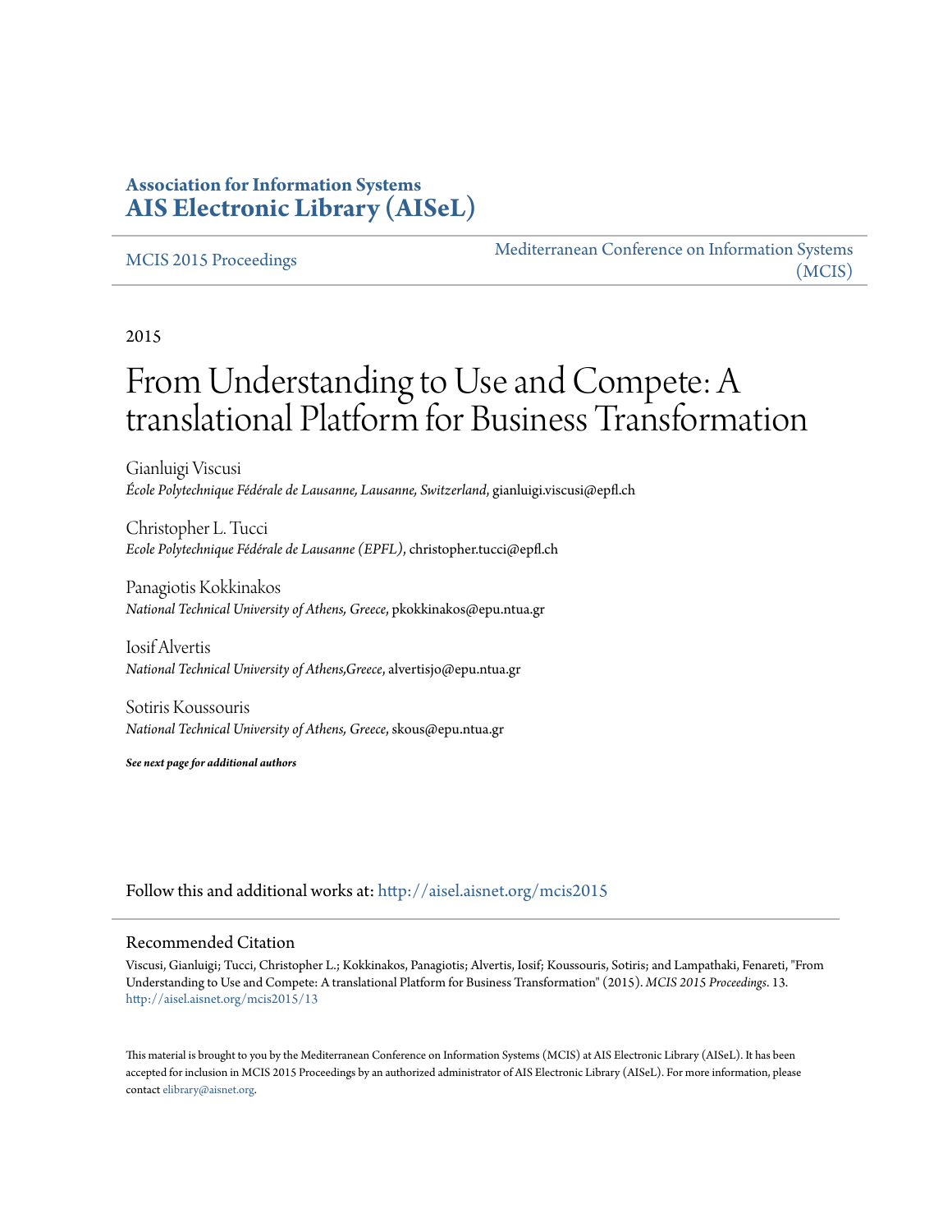# Association for Information Systems
# AIS Electronic Library (AISeL)

MCIS 2015 Proceedings

Mediterranean Conference on Information Systems (MCIS)

2015

# From Understanding to Use and Compete: A translational Platform for Business Transformation

Gianluigi Viscusi
*École Polytechnique Fédérale de Lausanne, Lausanne, Switzerland*, gianluigi.viscusi@epfl.ch

Christopher L. Tucci
*Ecole Polytechnique Fédérale de Lausanne (EPFL)*, christopher.tucci@epfl.ch

Panagiotis Kokkinakos
*National Technical University of Athens, Greece*, pkokkinakos@epu.ntua.gr

Iosif Alvertis
*National Technical University of Athens,Greece*, alvertisjo@epu.ntua.gr

Sotiris Koussouris
*National Technical University of Athens, Greece*, skous@epu.ntua.gr

***See next page for additional authors***

Follow this and additional works at: http://aisel.aisnet.org/mcis2015

## Recommended Citation

Viscusi, Gianluigi; Tucci, Christopher L.; Kokkinakos, Panagiotis; Alvertis, Iosif; Koussouris, Sotiris; and Lampathaki, Fenareti, "From Understanding to Use and Compete: A translational Platform for Business Transformation" (2015). *MCIS 2015 Proceedings*. 13.
http://aisel.aisnet.org/mcis2015/13

This material is brought to you by the Mediterranean Conference on Information Systems (MCIS) at AIS Electronic Library (AISeL). It has been accepted for inclusion in MCIS 2015 Proceedings by an authorized administrator of AIS Electronic Library (AISeL). For more information, please contact elibrary@aisnet.org.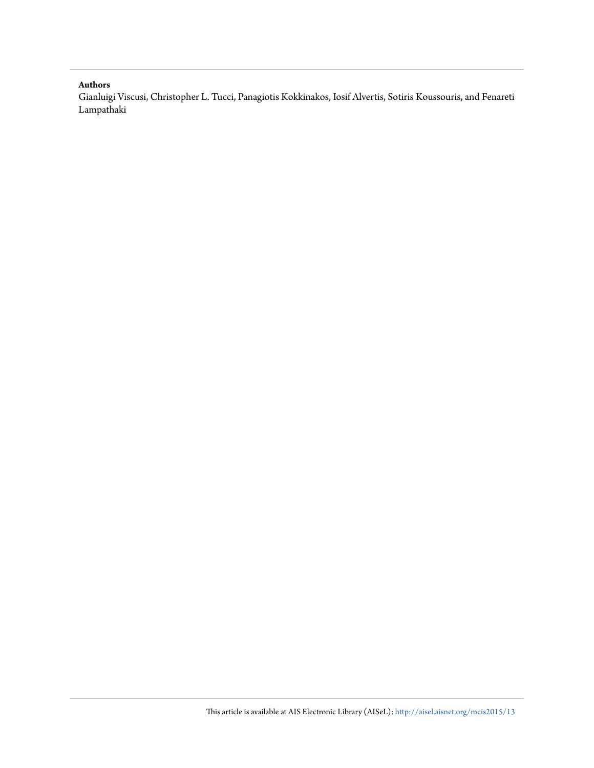**Authors**

Gianluigi Viscusi, Christopher L. Tucci, Panagiotis Kokkinakos, Iosif Alvertis, Sotiris Koussouris, and Fenareti Lampathaki

This article is available at AIS Electronic Library (AISeL): http://aisel.aisnet.org/mcis2015/13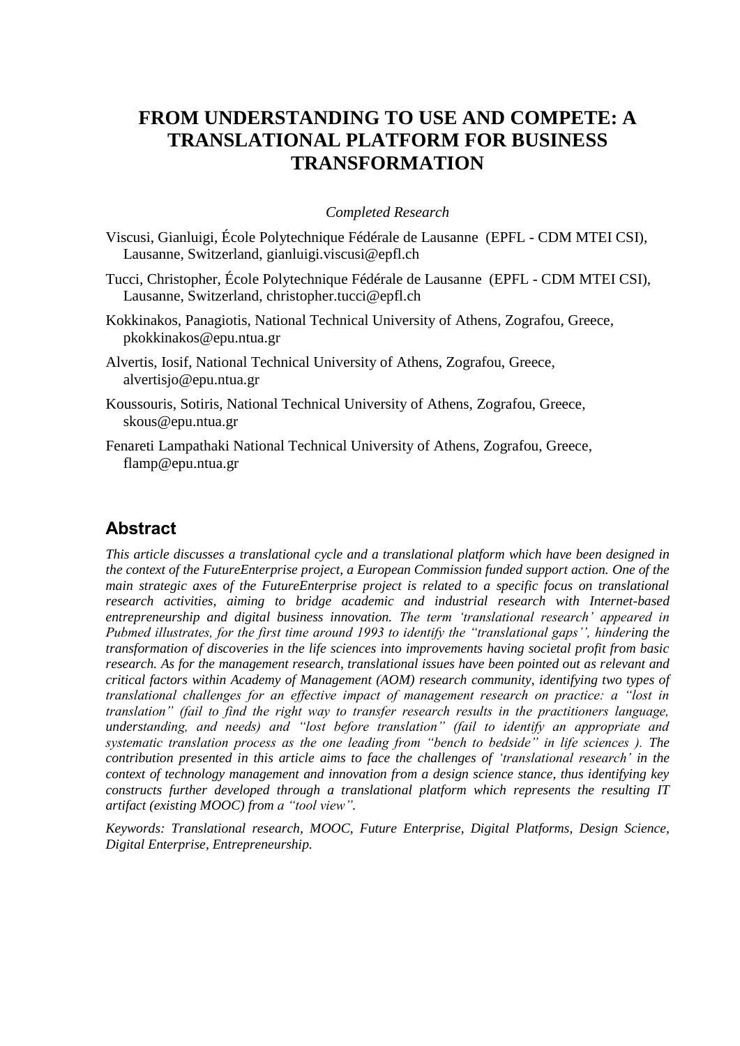# FROM UNDERSTANDING TO USE AND COMPETE: A TRANSLATIONAL PLATFORM FOR BUSINESS TRANSFORMATION

*Completed Research*

Viscusi, Gianluigi, École Polytechnique Fédérale de Lausanne (EPFL - CDM MTEI CSI), Lausanne, Switzerland, gianluigi.viscusi@epfl.ch

Tucci, Christopher, École Polytechnique Fédérale de Lausanne (EPFL - CDM MTEI CSI), Lausanne, Switzerland, christopher.tucci@epfl.ch

Kokkinakos, Panagiotis, National Technical University of Athens, Zografou, Greece, pkokkinakos@epu.ntua.gr

Alvertis, Iosif, National Technical University of Athens, Zografou, Greece, alvertisjo@epu.ntua.gr

Koussouris, Sotiris, National Technical University of Athens, Zografou, Greece, skous@epu.ntua.gr

Fenareti Lampathaki National Technical University of Athens, Zografou, Greece, flamp@epu.ntua.gr

## Abstract

*This article discusses a translational cycle and a translational platform which have been designed in the context of the FutureEnterprise project, a European Commission funded support action. One of the main strategic axes of the FutureEnterprise project is related to a specific focus on translational research activities, aiming to bridge academic and industrial research with Internet-based entrepreneurship and digital business innovation. The term 'translational research' appeared in Pubmed illustrates, for the first time around 1993 to identify the "translational gaps'', hindering the transformation of discoveries in the life sciences into improvements having societal profit from basic research. As for the management research, translational issues have been pointed out as relevant and critical factors within Academy of Management (AOM) research community, identifying two types of translational challenges for an effective impact of management research on practice: a "lost in translation" (fail to find the right way to transfer research results in the practitioners language, understanding, and needs) and "lost before translation" (fail to identify an appropriate and systematic translation process as the one leading from "bench to bedside" in life sciences ). The contribution presented in this article aims to face the challenges of 'translational research' in the context of technology management and innovation from a design science stance, thus identifying key constructs further developed through a translational platform which represents the resulting IT artifact (existing MOOC) from a "tool view".*

*Keywords: Translational research, MOOC, Future Enterprise, Digital Platforms, Design Science, Digital Enterprise, Entrepreneurship.*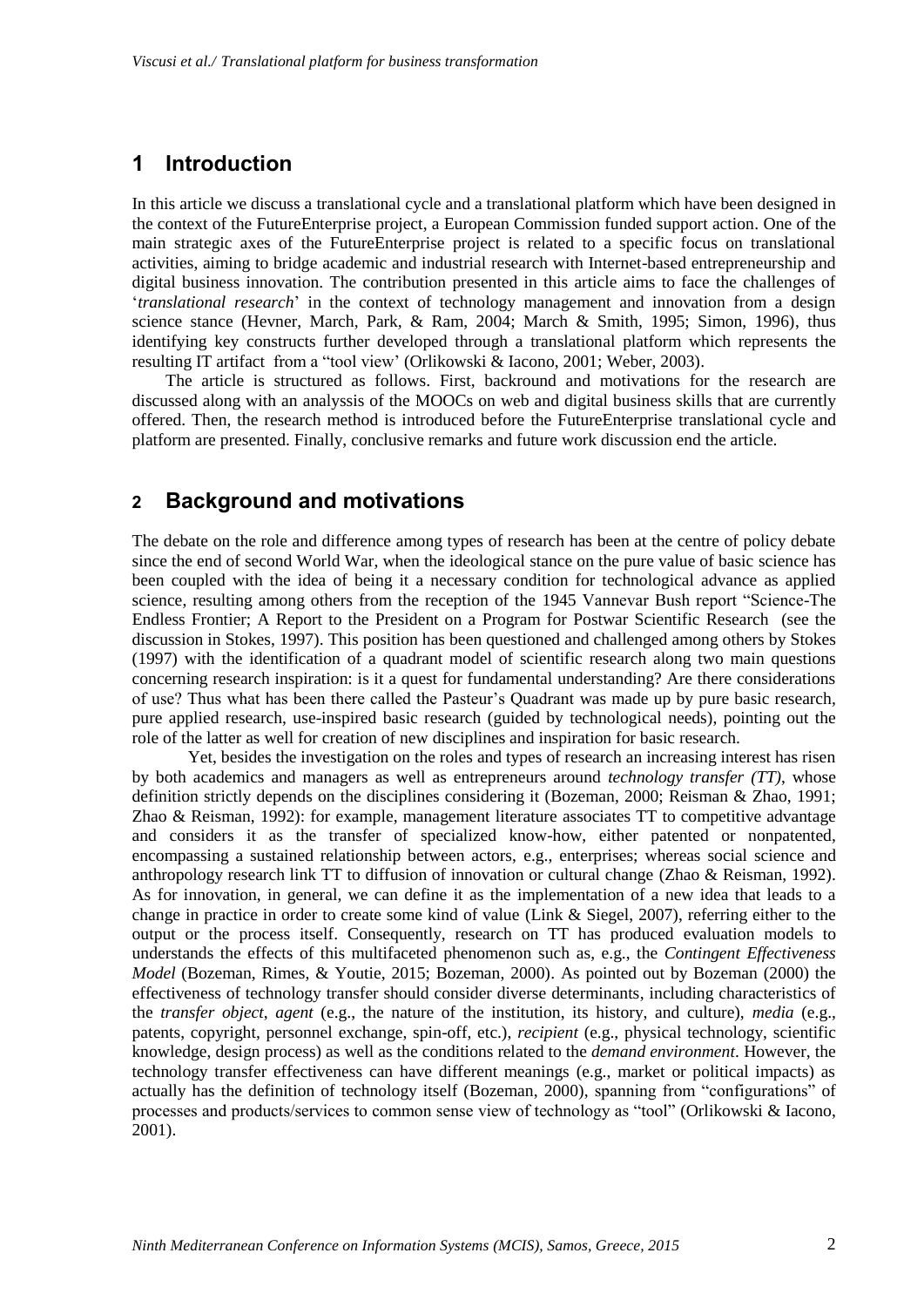## 1 Introduction

In this article we discuss a translational cycle and a translational platform which have been designed in the context of the FutureEnterprise project, a European Commission funded support action. One of the main strategic axes of the FutureEnterprise project is related to a specific focus on translational activities, aiming to bridge academic and industrial research with Internet-based entrepreneurship and digital business innovation. The contribution presented in this article aims to face the challenges of '*translational research*' in the context of technology management and innovation from a design science stance (Hevner, March, Park, & Ram, 2004; March & Smith, 1995; Simon, 1996), thus identifying key constructs further developed through a translational platform which represents the resulting IT artifact from a "tool view' (Orlikowski & Iacono, 2001; Weber, 2003).

The article is structured as follows. First, backround and motivations for the research are discussed along with an analyssis of the MOOCs on web and digital business skills that are currently offered. Then, the research method is introduced before the FutureEnterprise translational cycle and platform are presented. Finally, conclusive remarks and future work discussion end the article.

## 2 Background and motivations

The debate on the role and difference among types of research has been at the centre of policy debate since the end of second World War, when the ideological stance on the pure value of basic science has been coupled with the idea of being it a necessary condition for technological advance as applied science, resulting among others from the reception of the 1945 Vannevar Bush report "Science-The Endless Frontier; A Report to the President on a Program for Postwar Scientific Research (see the discussion in Stokes, 1997). This position has been questioned and challenged among others by Stokes (1997) with the identification of a quadrant model of scientific research along two main questions concerning research inspiration: is it a quest for fundamental understanding? Are there considerations of use? Thus what has been there called the Pasteur's Quadrant was made up by pure basic research, pure applied research, use-inspired basic research (guided by technological needs), pointing out the role of the latter as well for creation of new disciplines and inspiration for basic research.

Yet, besides the investigation on the roles and types of research an increasing interest has risen by both academics and managers as well as entrepreneurs around *technology transfer (TT)*, whose definition strictly depends on the disciplines considering it (Bozeman, 2000; Reisman & Zhao, 1991; Zhao & Reisman, 1992): for example, management literature associates TT to competitive advantage and considers it as the transfer of specialized know-how, either patented or nonpatented, encompassing a sustained relationship between actors, e.g., enterprises; whereas social science and anthropology research link TT to diffusion of innovation or cultural change (Zhao & Reisman, 1992). As for innovation, in general, we can define it as the implementation of a new idea that leads to a change in practice in order to create some kind of value (Link & Siegel, 2007), referring either to the output or the process itself. Consequently, research on TT has produced evaluation models to understands the effects of this multifaceted phenomenon such as, e.g., the *Contingent Effectiveness Model* (Bozeman, Rimes, & Youtie, 2015; Bozeman, 2000). As pointed out by Bozeman (2000) the effectiveness of technology transfer should consider diverse determinants, including characteristics of the *transfer object*, *agent* (e.g., the nature of the institution, its history, and culture), *media* (e.g., patents, copyright, personnel exchange, spin-off, etc.), *recipient* (e.g., physical technology, scientific knowledge, design process) as well as the conditions related to the *demand environment*. However, the technology transfer effectiveness can have different meanings (e.g., market or political impacts) as actually has the definition of technology itself (Bozeman, 2000), spanning from "configurations" of processes and products/services to common sense view of technology as "tool" (Orlikowski & Iacono, 2001).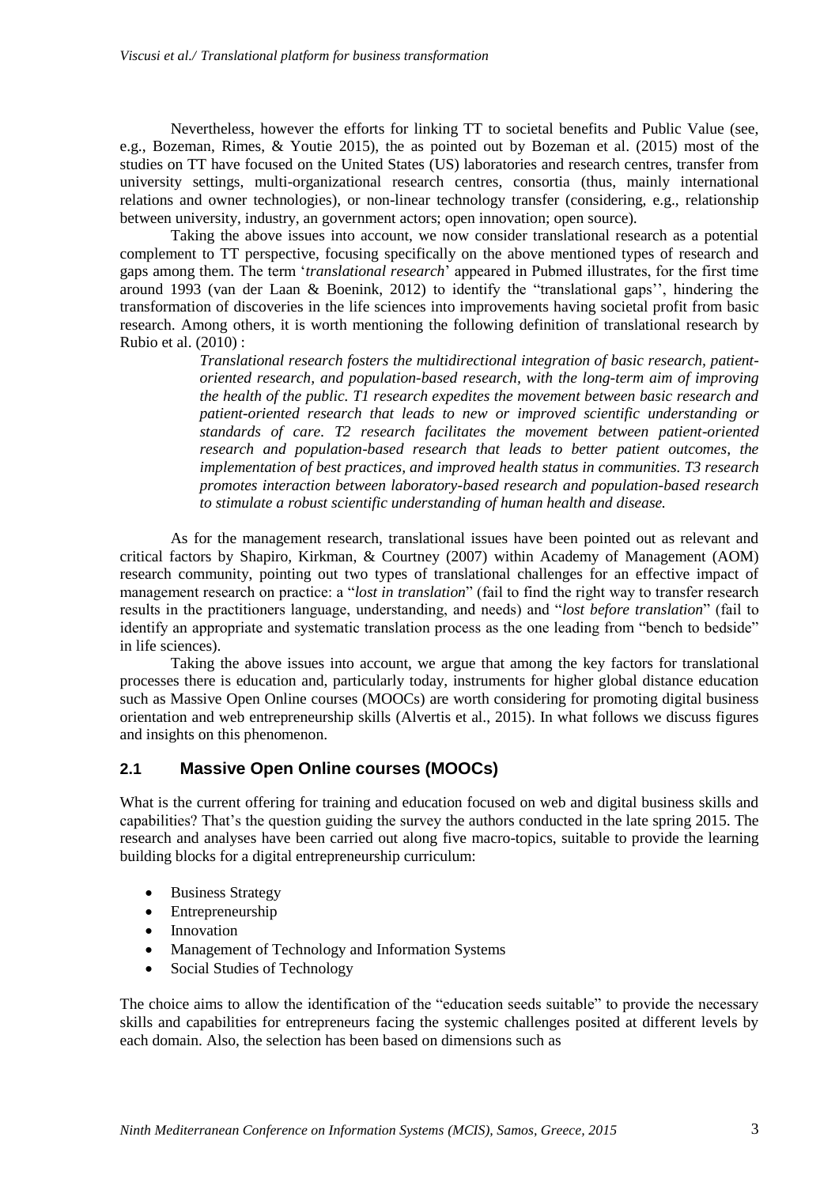Nevertheless, however the efforts for linking TT to societal benefits and Public Value (see, e.g., Bozeman, Rimes, & Youtie 2015), the as pointed out by Bozeman et al. (2015) most of the studies on TT have focused on the United States (US) laboratories and research centres, transfer from university settings, multi-organizational research centres, consortia (thus, mainly international relations and owner technologies), or non-linear technology transfer (considering, e.g., relationship between university, industry, an government actors; open innovation; open source).

Taking the above issues into account, we now consider translational research as a potential complement to TT perspective, focusing specifically on the above mentioned types of research and gaps among them. The term '*translational research*' appeared in Pubmed illustrates, for the first time around 1993 (van der Laan & Boenink, 2012) to identify the "translational gaps'', hindering the transformation of discoveries in the life sciences into improvements having societal profit from basic research. Among others, it is worth mentioning the following definition of translational research by Rubio et al. (2010) :

> *Translational research fosters the multidirectional integration of basic research, patient-oriented research, and population-based research, with the long-term aim of improving the health of the public. T1 research expedites the movement between basic research and patient-oriented research that leads to new or improved scientific understanding or standards of care. T2 research facilitates the movement between patient-oriented research and population-based research that leads to better patient outcomes, the implementation of best practices, and improved health status in communities. T3 research promotes interaction between laboratory-based research and population-based research to stimulate a robust scientific understanding of human health and disease.*

As for the management research, translational issues have been pointed out as relevant and critical factors by Shapiro, Kirkman, & Courtney (2007) within Academy of Management (AOM) research community, pointing out two types of translational challenges for an effective impact of management research on practice: a "*lost in translation*" (fail to find the right way to transfer research results in the practitioners language, understanding, and needs) and "*lost before translation*" (fail to identify an appropriate and systematic translation process as the one leading from "bench to bedside" in life sciences).

Taking the above issues into account, we argue that among the key factors for translational processes there is education and, particularly today, instruments for higher global distance education such as Massive Open Online courses (MOOCs) are worth considering for promoting digital business orientation and web entrepreneurship skills (Alvertis et al., 2015). In what follows we discuss figures and insights on this phenomenon.

## 2.1 Massive Open Online courses (MOOCs)

What is the current offering for training and education focused on web and digital business skills and capabilities? That's the question guiding the survey the authors conducted in the late spring 2015. The research and analyses have been carried out along five macro-topics, suitable to provide the learning building blocks for a digital entrepreneurship curriculum:

- Business Strategy
- Entrepreneurship
- Innovation
- Management of Technology and Information Systems
- Social Studies of Technology

The choice aims to allow the identification of the "education seeds suitable" to provide the necessary skills and capabilities for entrepreneurs facing the systemic challenges posited at different levels by each domain. Also, the selection has been based on dimensions such as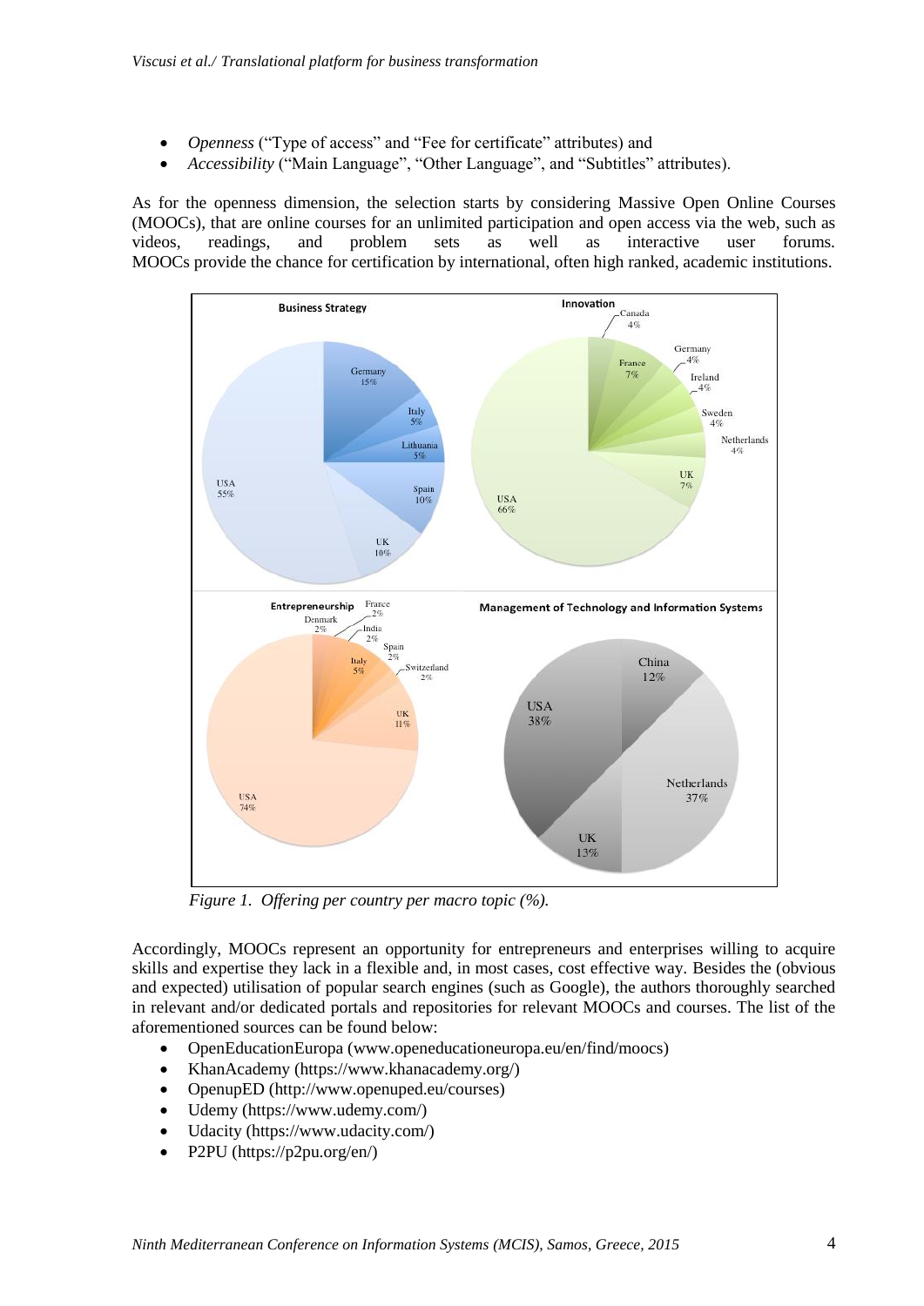- *Openness* ("Type of access" and "Fee for certificate" attributes) and
- *Accessibility* ("Main Language", "Other Language", and "Subtitles" attributes).

As for the openness dimension, the selection starts by considering Massive Open Online Courses (MOOCs), that are online courses for an unlimited participation and open access via the web, such as videos, readings, and problem sets as well as interactive user forums. MOOCs provide the chance for certification by international, often high ranked, academic institutions.

*Figure 1. Offering per country per macro topic (%).*

Accordingly, MOOCs represent an opportunity for entrepreneurs and enterprises willing to acquire skills and expertise they lack in a flexible and, in most cases, cost effective way. Besides the (obvious and expected) utilisation of popular search engines (such as Google), the authors thoroughly searched in relevant and/or dedicated portals and repositories for relevant MOOCs and courses. The list of the aforementioned sources can be found below:

- OpenEducationEuropa (www.openeducationeuropa.eu/en/find/moocs)
- KhanAcademy (https://www.khanacademy.org/)
- OpenupED (http://www.openuped.eu/courses)
- Udemy (https://www.udemy.com/)
- Udacity (https://www.udacity.com/)
- P2PU (https://p2pu.org/en/)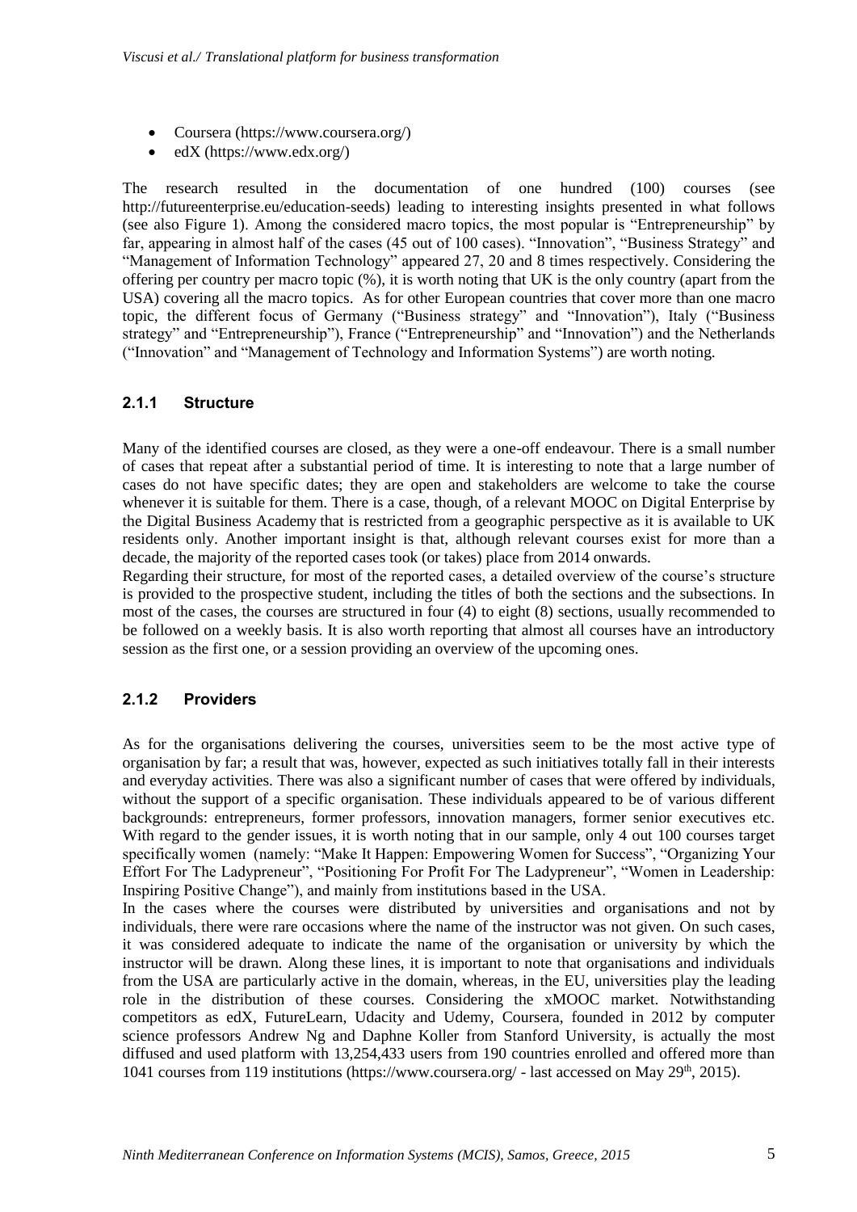- Coursera (https://www.coursera.org/)
- edX (https://www.edx.org/)

The research resulted in the documentation of one hundred (100) courses (see http://futureenterprise.eu/education-seeds) leading to interesting insights presented in what follows (see also Figure 1). Among the considered macro topics, the most popular is "Entrepreneurship" by far, appearing in almost half of the cases (45 out of 100 cases). "Innovation", "Business Strategy" and "Management of Information Technology" appeared 27, 20 and 8 times respectively. Considering the offering per country per macro topic (%), it is worth noting that UK is the only country (apart from the USA) covering all the macro topics. As for other European countries that cover more than one macro topic, the different focus of Germany ("Business strategy" and "Innovation"), Italy ("Business strategy" and "Entrepreneurship"), France ("Entrepreneurship" and "Innovation") and the Netherlands ("Innovation" and "Management of Technology and Information Systems") are worth noting.

### 2.1.1 Structure

Many of the identified courses are closed, as they were a one-off endeavour. There is a small number of cases that repeat after a substantial period of time. It is interesting to note that a large number of cases do not have specific dates; they are open and stakeholders are welcome to take the course whenever it is suitable for them. There is a case, though, of a relevant MOOC on Digital Enterprise by the Digital Business Academy that is restricted from a geographic perspective as it is available to UK residents only. Another important insight is that, although relevant courses exist for more than a decade, the majority of the reported cases took (or takes) place from 2014 onwards.

Regarding their structure, for most of the reported cases, a detailed overview of the course's structure is provided to the prospective student, including the titles of both the sections and the subsections. In most of the cases, the courses are structured in four (4) to eight (8) sections, usually recommended to be followed on a weekly basis. It is also worth reporting that almost all courses have an introductory session as the first one, or a session providing an overview of the upcoming ones.

### 2.1.2 Providers

As for the organisations delivering the courses, universities seem to be the most active type of organisation by far; a result that was, however, expected as such initiatives totally fall in their interests and everyday activities. There was also a significant number of cases that were offered by individuals, without the support of a specific organisation. These individuals appeared to be of various different backgrounds: entrepreneurs, former professors, innovation managers, former senior executives etc. With regard to the gender issues, it is worth noting that in our sample, only 4 out 100 courses target specifically women (namely: "Make It Happen: Empowering Women for Success", "Organizing Your Effort For The Ladypreneur", "Positioning For Profit For The Ladypreneur", "Women in Leadership: Inspiring Positive Change"), and mainly from institutions based in the USA.

In the cases where the courses were distributed by universities and organisations and not by individuals, there were rare occasions where the name of the instructor was not given. On such cases, it was considered adequate to indicate the name of the organisation or university by which the instructor will be drawn. Along these lines, it is important to note that organisations and individuals from the USA are particularly active in the domain, whereas, in the EU, universities play the leading role in the distribution of these courses. Considering the xMOOC market. Notwithstanding competitors as edX, FutureLearn, Udacity and Udemy, Coursera, founded in 2012 by computer science professors Andrew Ng and Daphne Koller from Stanford University, is actually the most diffused and used platform with 13,254,433 users from 190 countries enrolled and offered more than 1041 courses from 119 institutions (https://www.coursera.org/ - last accessed on May 29th, 2015).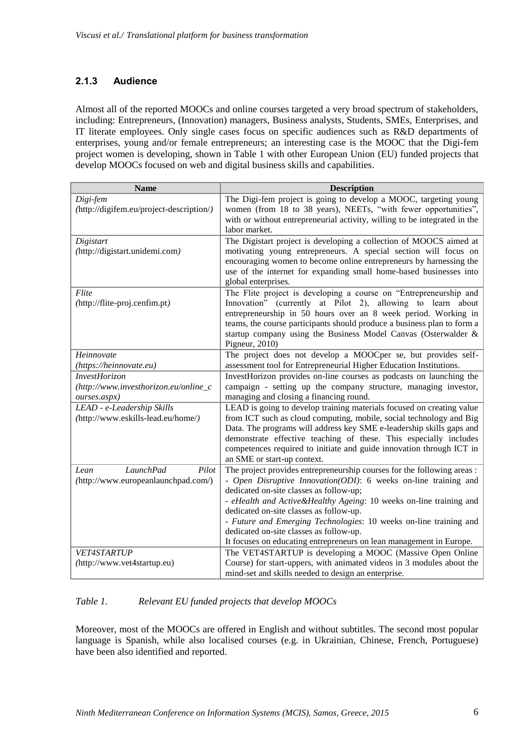### 2.1.3 Audience

Almost all of the reported MOOCs and online courses targeted a very broad spectrum of stakeholders, including: Entrepreneurs, (Innovation) managers, Business analysts, Students, SMEs, Enterprises, and IT literate employees. Only single cases focus on specific audiences such as R&D departments of enterprises, young and/or female entrepreneurs; an interesting case is the MOOC that the Digi-fem project women is developing, shown in Table 1 with other European Union (EU) funded projects that develop MOOCs focused on web and digital business skills and capabilities.

| Name | Description |
| --- | --- |
| *Digi-fem* (http://digifem.eu/project-description/) | The Digi-fem project is going to develop a MOOC, targeting young women (from 18 to 38 years), NEETs, "with fewer opportunities", with or without entrepreneurial activity, willing to be integrated in the labor market. |
| *Digistart* (http://digistart.unidemi.com) | The Digistart project is developing a collection of MOOCS aimed at motivating young entrepreneurs. A special section will focus on encouraging women to become online entrepreneurs by harnessing the use of the internet for expanding small home-based businesses into global enterprises. |
| *Flite* (http://flite-proj.cenfim.pt) | The Flite project is developing a course on "Entrepreneurship and Innovation" (currently at Pilot 2), allowing to learn about entrepreneurship in 50 hours over an 8 week period. Working in teams, the course participants should produce a business plan to form a startup company using the Business Model Canvas (Osterwalder & Pigneur, 2010) |
| *Heinnovate* (*https://heinnovate.eu*) | The project does not develop a MOOCper se, but provides self-assessment tool for Entrepreneurial Higher Education Institutions. |
| *InvestHorizon* (*http://www.investhorizon.eu/online_courses.aspx*) | InvestHorizon provides on-line courses as podcasts on launching the campaign - setting up the company structure, managing investor, managing and closing a financing round. |
| *LEAD - e-Leadership Skills* (http://www.eskills-lead.eu/home/) | LEAD is going to develop training materials focused on creating value from ICT such as cloud computing, mobile, social technology and Big Data. The programs will address key SME e-leadership skills gaps and demonstrate effective teaching of these. This especially includes competences required to initiate and guide innovation through ICT in an SME or start-up context. |
| *Lean LaunchPad Pilot* (http://www.europeanlaunchpad.com/) | The project provides entrepreneurship courses for the following areas :<br>- *Open Disruptive Innovation(ODI)*: 6 weeks on-line training and dedicated on-site classes as follow-up;<br>- *eHealth and Active&Healthy Ageing*: 10 weeks on-line training and dedicated on-site classes as follow-up.<br>- *Future and Emerging Technologies*: 10 weeks on-line training and dedicated on-site classes as follow-up.<br>It focuses on educating entrepreneurs on lean management in Europe. |
| *VET4STARTUP* (http://www.vet4startup.eu) | The VET4STARTUP is developing a MOOC (Massive Open Online Course) for start-uppers, with animated videos in 3 modules about the mind-set and skills needed to design an enterprise. |

*Table 1. Relevant EU funded projects that develop MOOCs*

Moreover, most of the MOOCs are offered in English and without subtitles. The second most popular language is Spanish, while also localised courses (e.g. in Ukrainian, Chinese, French, Portuguese) have been also identified and reported.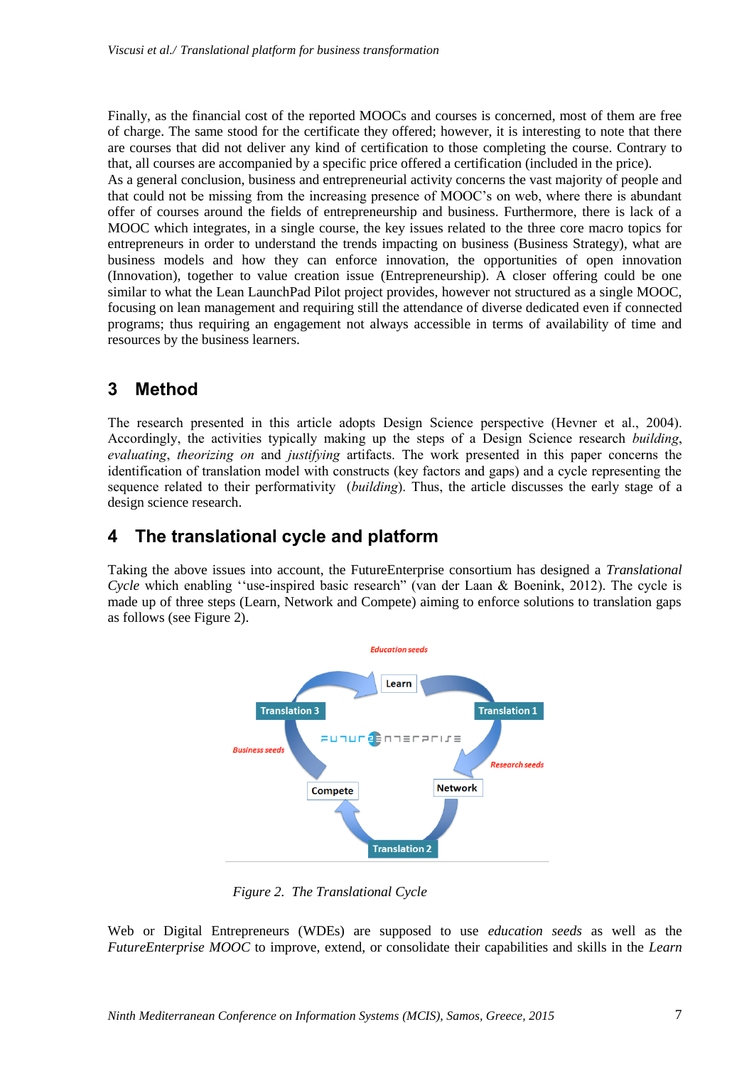Finally, as the financial cost of the reported MOOCs and courses is concerned, most of them are free of charge. The same stood for the certificate they offered; however, it is interesting to note that there are courses that did not deliver any kind of certification to those completing the course. Contrary to that, all courses are accompanied by a specific price offered a certification (included in the price).
As a general conclusion, business and entrepreneurial activity concerns the vast majority of people and that could not be missing from the increasing presence of MOOC's on web, where there is abundant offer of courses around the fields of entrepreneurship and business. Furthermore, there is lack of a MOOC which integrates, in a single course, the key issues related to the three core macro topics for entrepreneurs in order to understand the trends impacting on business (Business Strategy), what are business models and how they can enforce innovation, the opportunities of open innovation (Innovation), together to value creation issue (Entrepreneurship). A closer offering could be one similar to what the Lean LaunchPad Pilot project provides, however not structured as a single MOOC, focusing on lean management and requiring still the attendance of diverse dedicated even if connected programs; thus requiring an engagement not always accessible in terms of availability of time and resources by the business learners.

## 3 Method

The research presented in this article adopts Design Science perspective (Hevner et al., 2004). Accordingly, the activities typically making up the steps of a Design Science research *building*, *evaluating*, *theorizing on* and *justifying* artifacts. The work presented in this paper concerns the identification of translation model with constructs (key factors and gaps) and a cycle representing the sequence related to their performativity (*building*). Thus, the article discusses the early stage of a design science research.

## 4 The translational cycle and platform

Taking the above issues into account, the FutureEnterprise consortium has designed a *Translational Cycle* which enabling ''use-inspired basic research" (van der Laan & Boenink, 2012). The cycle is made up of three steps (Learn, Network and Compete) aiming to enforce solutions to translation gaps as follows (see Figure 2).

*Figure 2. The Translational Cycle*

Web or Digital Entrepreneurs (WDEs) are supposed to use *education seeds* as well as the *FutureEnterprise MOOC* to improve, extend, or consolidate their capabilities and skills in the *Learn*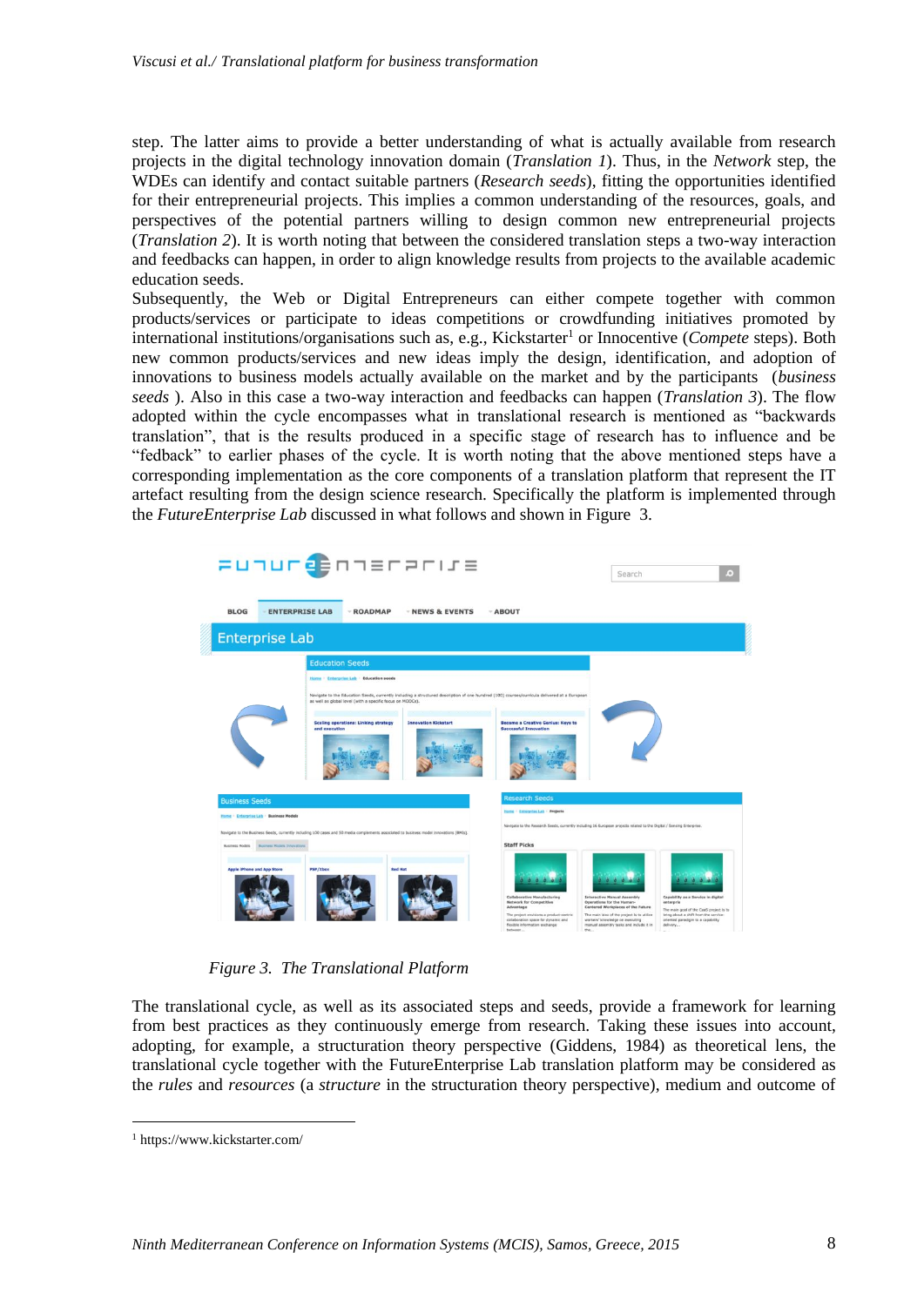step. The latter aims to provide a better understanding of what is actually available from research projects in the digital technology innovation domain (*Translation 1*). Thus, in the *Network* step, the WDEs can identify and contact suitable partners (*Research seeds*), fitting the opportunities identified for their entrepreneurial projects. This implies a common understanding of the resources, goals, and perspectives of the potential partners willing to design common new entrepreneurial projects (*Translation 2*). It is worth noting that between the considered translation steps a two-way interaction and feedbacks can happen, in order to align knowledge results from projects to the available academic education seeds.

Subsequently, the Web or Digital Entrepreneurs can either compete together with common products/services or participate to ideas competitions or crowdfunding initiatives promoted by international institutions/organisations such as, e.g., Kickstarter[1] or Innocentive (*Compete* steps). Both new common products/services and new ideas imply the design, identification, and adoption of innovations to business models actually available on the market and by the participants (*business seeds* ). Also in this case a two-way interaction and feedbacks can happen (*Translation 3*). The flow adopted within the cycle encompasses what in translational research is mentioned as "backwards translation", that is the results produced in a specific stage of research has to influence and be "fedback" to earlier phases of the cycle. It is worth noting that the above mentioned steps have a corresponding implementation as the core components of a translation platform that represent the IT artefact resulting from the design science research. Specifically the platform is implemented through the *FutureEnterprise Lab* discussed in what follows and shown in Figure 3.

*Figure 3. The Translational Platform*

The translational cycle, as well as its associated steps and seeds, provide a framework for learning from best practices as they continuously emerge from research. Taking these issues into account, adopting, for example, a structuration theory perspective (Giddens, 1984) as theoretical lens, the translational cycle together with the FutureEnterprise Lab translation platform may be considered as the *rules* and *resources* (a *structure* in the structuration theory perspective), medium and outcome of

[1] https://www.kickstarter.com/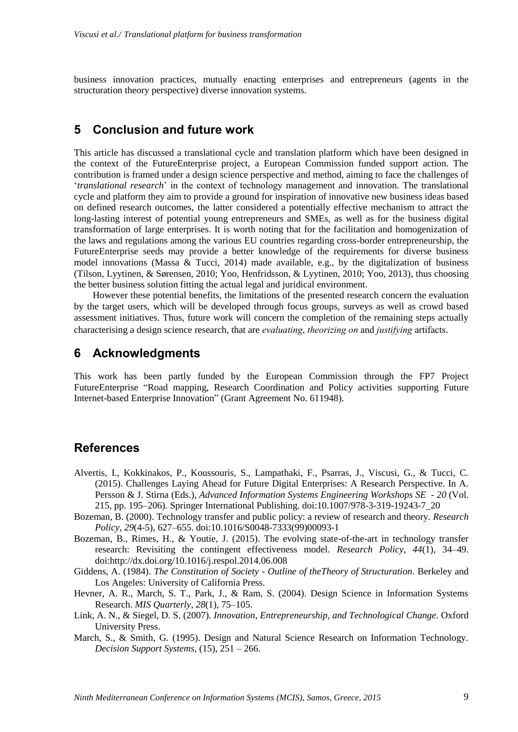business innovation practices, mutually enacting enterprises and entrepreneurs (agents in the structuration theory perspective) diverse innovation systems.

## 5 Conclusion and future work

This article has discussed a translational cycle and translation platform which have been designed in the context of the FutureEnterprise project, a European Commission funded support action. The contribution is framed under a design science perspective and method, aiming to face the challenges of '*translational research*' in the context of technology management and innovation. The translational cycle and platform they aim to provide a ground for inspiration of innovative new business ideas based on defined research outcomes, the latter considered a potentially effective mechanism to attract the long-lasting interest of potential young entrepreneurs and SMEs, as well as for the business digital transformation of large enterprises. It is worth noting that for the facilitation and homogenization of the laws and regulations among the various EU countries regarding cross-border entrepreneurship, the FutureEnterprise seeds may provide a better knowledge of the requirements for diverse business model innovations (Massa & Tucci, 2014) made available, e.g., by the digitalization of business (Tilson, Lyytinen, & Sørensen, 2010; Yoo, Henfridsson, & Lyytinen, 2010; Yoo, 2013), thus choosing the better business solution fitting the actual legal and juridical environment.

However these potential benefits, the limitations of the presented research concern the evaluation by the target users, which will be developed through focus groups, surveys as well as crowd based assessment initiatives. Thus, future work will concern the completion of the remaining steps actually characterising a design science research, that are *evaluating*, *theorizing on* and *justifying* artifacts.

## 6 Acknowledgments

This work has been partly funded by the European Commission through the FP7 Project FutureEnterprise "Road mapping, Research Coordination and Policy activities supporting Future Internet-based Enterprise Innovation" (Grant Agreement No. 611948).

## References

Alvertis, I., Kokkinakos, P., Koussouris, S., Lampathaki, F., Psarras, J., Viscusi, G., & Tucci, C. (2015). Challenges Laying Ahead for Future Digital Enterprises: A Research Perspective. In A. Persson & J. Stirna (Eds.), *Advanced Information Systems Engineering Workshops SE - 20* (Vol. 215, pp. 195–206). Springer International Publishing. doi:10.1007/978-3-319-19243-7_20

Bozeman, B. (2000). Technology transfer and public policy: a review of research and theory. *Research Policy*, *29*(4-5), 627–655. doi:10.1016/S0048-7333(99)00093-1

Bozeman, B., Rimes, H., & Youtie, J. (2015). The evolving state-of-the-art in technology transfer research: Revisiting the contingent effectiveness model. *Research Policy*, *44*(1), 34–49. doi:http://dx.doi.org/10.1016/j.respol.2014.06.008

Giddens, A. (1984). *The Constitution of Society - Outline of theTheory of Structuration*. Berkeley and Los Angeles: University of California Press.

Hevner, A. R., March, S. T., Park, J., & Ram, S. (2004). Design Science in Information Systems Research. *MIS Quarterly*, *28*(1), 75–105.

Link, A. N., & Siegel, D. S. (2007). *Innovation, Entrepreneurship, and Technological Change*. Oxford University Press.

March, S., & Smith, G. (1995). Design and Natural Science Research on Information Technology. *Decision Support Systems*, (15), 251 – 266.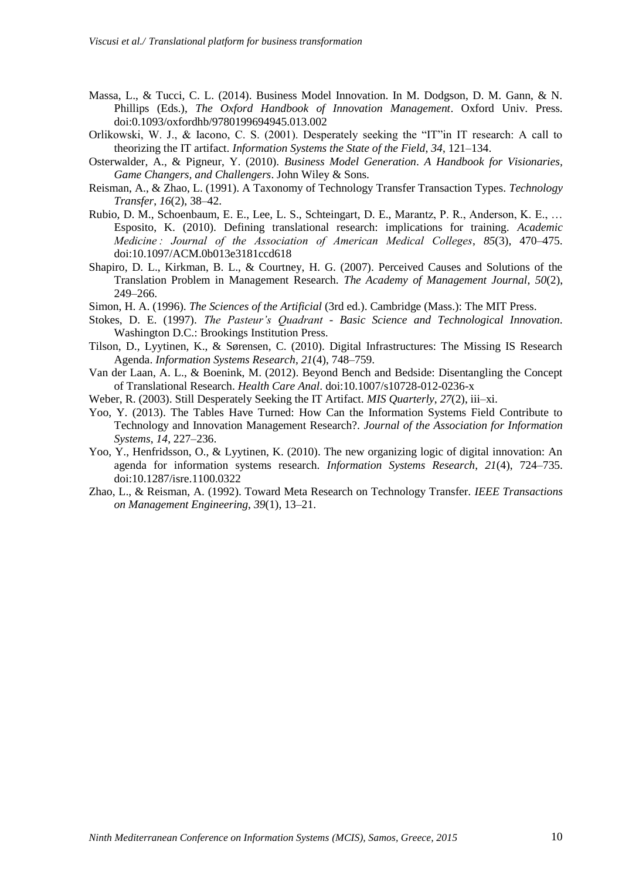Massa, L., & Tucci, C. L. (2014). Business Model Innovation. In M. Dodgson, D. M. Gann, & N. Phillips (Eds.), *The Oxford Handbook of Innovation Management*. Oxford Univ. Press. doi:0.1093/oxfordhb/9780199694945.013.002

Orlikowski, W. J., & Iacono, C. S. (2001). Desperately seeking the "IT"in IT research: A call to theorizing the IT artifact. *Information Systems the State of the Field*, *34*, 121–134.

Osterwalder, A., & Pigneur, Y. (2010). *Business Model Generation*. *A Handbook for Visionaries, Game Changers, and Challengers*. John Wiley & Sons.

Reisman, A., & Zhao, L. (1991). A Taxonomy of Technology Transfer Transaction Types. *Technology Transfer*, *16*(2), 38–42.

Rubio, D. M., Schoenbaum, E. E., Lee, L. S., Schteingart, D. E., Marantz, P. R., Anderson, K. E., … Esposito, K. (2010). Defining translational research: implications for training. *Academic Medicine : Journal of the Association of American Medical Colleges*, *85*(3), 470–475. doi:10.1097/ACM.0b013e3181ccd618

Shapiro, D. L., Kirkman, B. L., & Courtney, H. G. (2007). Perceived Causes and Solutions of the Translation Problem in Management Research. *The Academy of Management Journal*, *50*(2), 249–266.

Simon, H. A. (1996). *The Sciences of the Artificial* (3rd ed.). Cambridge (Mass.): The MIT Press.

Stokes, D. E. (1997). *The Pasteur's Quadrant - Basic Science and Technological Innovation*. Washington D.C.: Brookings Institution Press.

Tilson, D., Lyytinen, K., & Sørensen, C. (2010). Digital Infrastructures: The Missing IS Research Agenda. *Information Systems Research*, *21*(4), 748–759.

Van der Laan, A. L., & Boenink, M. (2012). Beyond Bench and Bedside: Disentangling the Concept of Translational Research. *Health Care Anal*. doi:10.1007/s10728-012-0236-x

Weber, R. (2003). Still Desperately Seeking the IT Artifact. *MIS Quarterly*, *27*(2), iii–xi.

Yoo, Y. (2013). The Tables Have Turned: How Can the Information Systems Field Contribute to Technology and Innovation Management Research?. *Journal of the Association for Information Systems*, *14*, 227–236.

Yoo, Y., Henfridsson, O., & Lyytinen, K. (2010). The new organizing logic of digital innovation: An agenda for information systems research. *Information Systems Research*, *21*(4), 724–735. doi:10.1287/isre.1100.0322

Zhao, L., & Reisman, A. (1992). Toward Meta Research on Technology Transfer. *IEEE Transactions on Management Engineering*, *39*(1), 13–21.